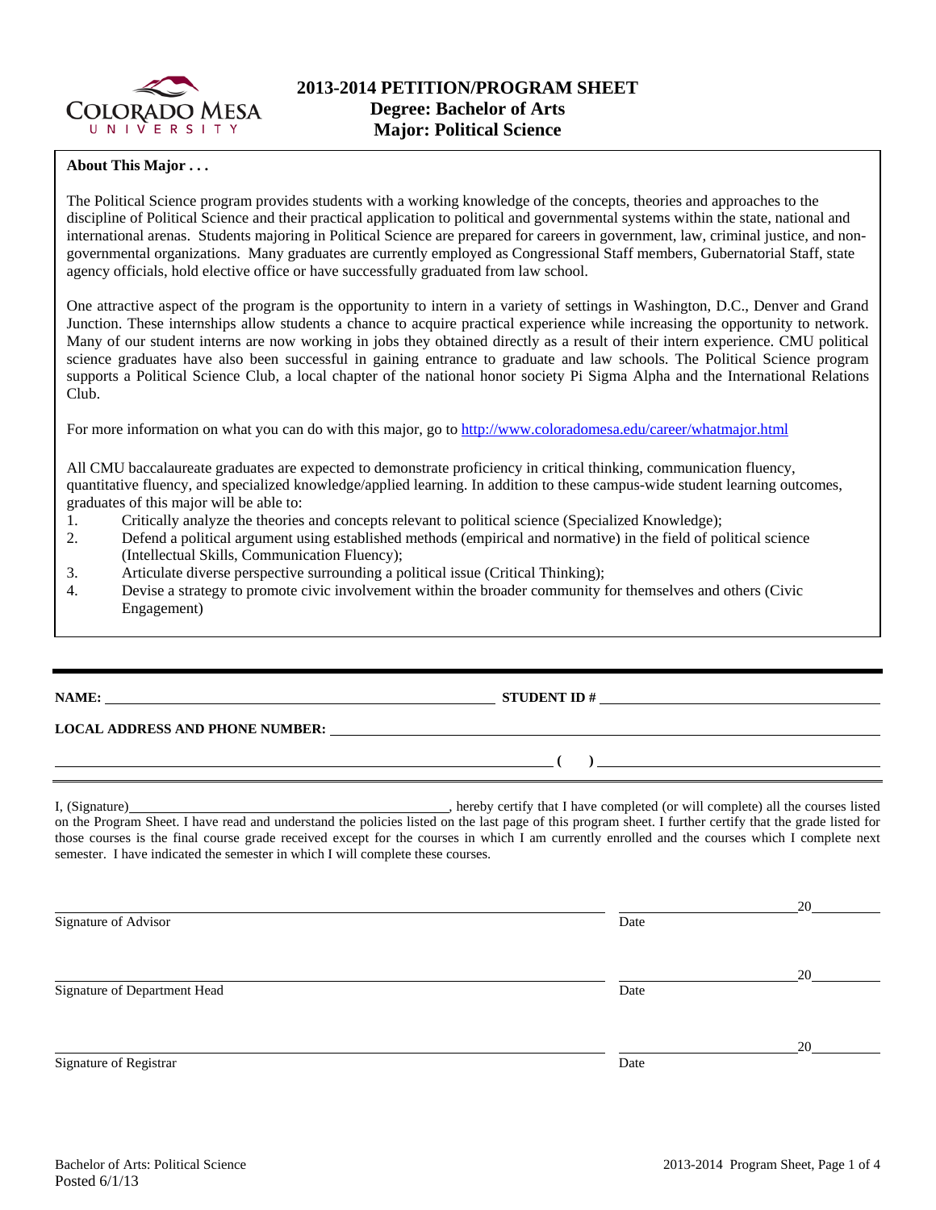# 2013-2014 PETITION/PROGRAM SHEET
## Degree: Bachelor of Arts
## Major: Political Science

**About This Major . . .**

The Political Science program provides students with a working knowledge of the concepts, theories and approaches to the discipline of Political Science and their practical application to political and governmental systems within the state, national and international arenas. Students majoring in Political Science are prepared for careers in government, law, criminal justice, and non-governmental organizations. Many graduates are currently employed as Congressional Staff members, Gubernatorial Staff, state agency officials, hold elective office or have successfully graduated from law school.

One attractive aspect of the program is the opportunity to intern in a variety of settings in Washington, D.C., Denver and Grand Junction. These internships allow students a chance to acquire practical experience while increasing the opportunity to network. Many of our student interns are now working in jobs they obtained directly as a result of their intern experience. CMU political science graduates have also been successful in gaining entrance to graduate and law schools. The Political Science program supports a Political Science Club, a local chapter of the national honor society Pi Sigma Alpha and the International Relations Club.

For more information on what you can do with this major, go to http://www.coloradomesa.edu/career/whatmajor.html

All CMU baccalaureate graduates are expected to demonstrate proficiency in critical thinking, communication fluency, quantitative fluency, and specialized knowledge/applied learning. In addition to these campus-wide student learning outcomes, graduates of this major will be able to:

1. Critically analyze the theories and concepts relevant to political science (Specialized Knowledge);
2. Defend a political argument using established methods (empirical and normative) in the field of political science (Intellectual Skills, Communication Fluency);
3. Articulate diverse perspective surrounding a political issue (Critical Thinking);
4. Devise a strategy to promote civic involvement within the broader community for themselves and others (Civic Engagement)

---

**NAME:** ______________________________ **STUDENT ID #** ______________________________

**LOCAL ADDRESS AND PHONE NUMBER:** ______________________________

______________________________ **( )** ______________________________

I, (Signature)______________________________, hereby certify that I have completed (or will complete) all the courses listed on the Program Sheet. I have read and understand the policies listed on the last page of this program sheet. I further certify that the grade listed for those courses is the final course grade received except for the courses in which I am currently enrolled and the courses which I complete next semester. I have indicated the semester in which I will complete these courses.

______________________________ ______________ 20______
Signature of Advisor Date

______________________________ ______________ 20______
Signature of Department Head Date

______________________________ ______________ 20______
Signature of Registrar Date

Bachelor of Arts: Political Science
Posted 6/1/13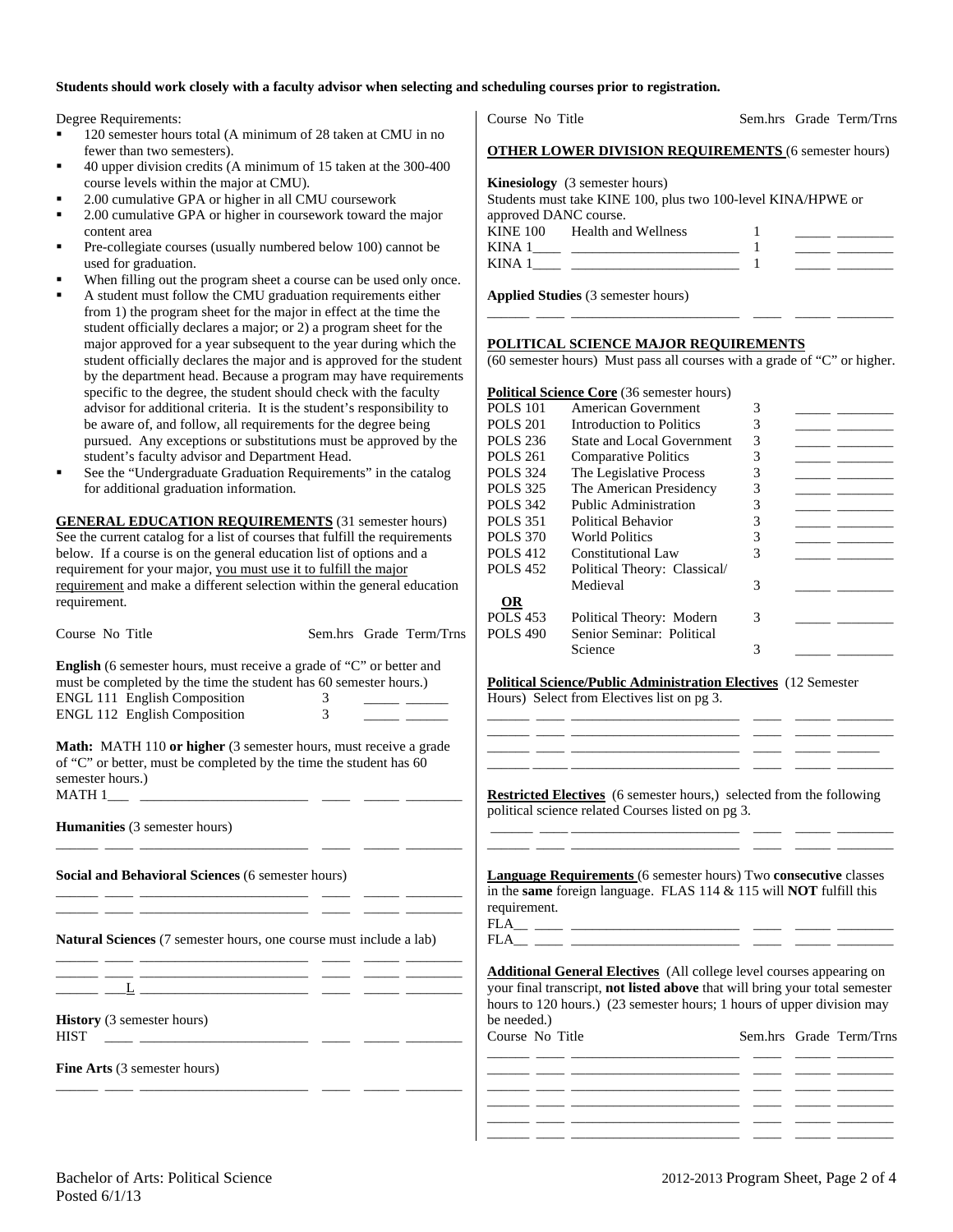**Students should work closely with a faculty advisor when selecting and scheduling courses prior to registration.**

Degree Requirements:

- 120 semester hours total (A minimum of 28 taken at CMU in no fewer than two semesters).
- 40 upper division credits (A minimum of 15 taken at the 300-400 course levels within the major at CMU).
- 2.00 cumulative GPA or higher in all CMU coursework
- 2.00 cumulative GPA or higher in coursework toward the major content area
- Pre-collegiate courses (usually numbered below 100) cannot be used for graduation.
- When filling out the program sheet a course can be used only once.
- A student must follow the CMU graduation requirements either from 1) the program sheet for the major in effect at the time the student officially declares a major; or 2) a program sheet for the major approved for a year subsequent to the year during which the student officially declares the major and is approved for the student by the department head. Because a program may have requirements specific to the degree, the student should check with the faculty advisor for additional criteria. It is the student's responsibility to be aware of, and follow, all requirements for the degree being pursued. Any exceptions or substitutions must be approved by the student's faculty advisor and Department Head.
- See the "Undergraduate Graduation Requirements" in the catalog for additional graduation information.

**GENERAL EDUCATION REQUIREMENTS** (31 semester hours) See the current catalog for a list of courses that fulfill the requirements below. If a course is on the general education list of options and a requirement for your major, you must use it to fulfill the major requirement and make a different selection within the general education requirement.

| Course No | Title | Sem.hrs | Grade | Term/Trns |
|---|---|---|---|---|
| **English** (6 semester hours, must receive a grade of "C" or better and must be completed by the time the student has 60 semester hours.) | | | | |
| ENGL 111 | English Composition | 3 | ____ | ______ |
| ENGL 112 | English Composition | 3 | ____ | ______ |
| **Math:** MATH 110 **or higher** (3 semester hours, must receive a grade of "C" or better, must be completed by the time the student has 60 semester hours.) | | | | |
| MATH 1___ | ____________________ | ____ | ____ | ______ |
| **Humanities** (3 semester hours) | | | | |
| ______ ____ | ____________________ | ____ | ____ | ______ |
| **Social and Behavioral Sciences** (6 semester hours) | | | | |
| ______ ____ | ____________________ | ____ | ____ | ______ |
| ______ ____ | ____________________ | ____ | ____ | ______ |
| **Natural Sciences** (7 semester hours, one course must include a lab) | | | | |
| ______ ____ | ____________________ | ____ | ____ | ______ |
| ______ ____ | ____________________ | ____ | ____ | ______ |
| ______ ___L | ____________________ | ____ | ____ | ______ |
| **History** (3 semester hours) | | | | |
| HIST ____ | ____________________ | ____ | ____ | ______ |
| **Fine Arts** (3 semester hours) | | | | |
| ______ ____ | ____________________ | ____ | ____ | ______ |

**OTHER LOWER DIVISION REQUIREMENTS** (6 semester hours)

**Kinesiology** (3 semester hours)
Students must take KINE 100, plus two 100-level KINA/HPWE or approved DANC course.

| Course No | Title | Sem.hrs | Grade | Term/Trns |
|---|---|---|---|---|
| KINE 100 | Health and Wellness | 1 | ____ | ______ |
| KINA 1____ | ____________________ | 1 | ____ | ______ |
| KINA 1____ | ____________________ | 1 | ____ | ______ |

**Applied Studies** (3 semester hours)

| Course No | Title | Sem.hrs | Grade | Term/Trns |
|---|---|---|---|---|
| ______ ____ | ____________________ | ____ | ____ | ______ |

**POLITICAL SCIENCE MAJOR REQUIREMENTS**
(60 semester hours) Must pass all courses with a grade of "C" or higher.

**Political Science Core** (36 semester hours)

| Course No | Title | Sem.hrs | Grade | Term/Trns |
|---|---|---|---|---|
| POLS 101 | American Government | 3 | ____ | ______ |
| POLS 201 | Introduction to Politics | 3 | ____ | ______ |
| POLS 236 | State and Local Government | 3 | ____ | ______ |
| POLS 261 | Comparative Politics | 3 | ____ | ______ |
| POLS 324 | The Legislative Process | 3 | ____ | ______ |
| POLS 325 | The American Presidency | 3 | ____ | ______ |
| POLS 342 | Public Administration | 3 | ____ | ______ |
| POLS 351 | Political Behavior | 3 | ____ | ______ |
| POLS 370 | World Politics | 3 | ____ | ______ |
| POLS 412 | Constitutional Law | 3 | ____ | ______ |
| POLS 452 | Political Theory: Classical/ Medieval | 3 | ____ | ______ |
| **OR** | | | | |
| POLS 453 | Political Theory: Modern | 3 | ____ | ______ |
| POLS 490 | Senior Seminar: Political Science | 3 | ____ | ______ |

**Political Science/Public Administration Electives** (12 Semester Hours) Select from Electives list on pg 3.

| Course No | Title | Sem.hrs | Grade | Term/Trns |
|---|---|---|---|---|
| ______ ____ | ____________________ | ____ | ____ | ______ |
| ______ ____ | ____________________ | ____ | ____ | ______ |
| ______ ____ | ____________________ | ____ | ____ | ______ |
| ______ ____ | ____________________ | ____ | ____ | ______ |

**Restricted Electives** (6 semester hours,) selected from the following political science related Courses listed on pg 3.

| Course No | Title | Sem.hrs | Grade | Term/Trns |
|---|---|---|---|---|
| ______ ____ | ____________________ | ____ | ____ | ______ |
| ______ ____ | ____________________ | ____ | ____ | ______ |

**Language Requirements** (6 semester hours) Two **consecutive** classes in the **same** foreign language. FLAS 114 & 115 will **NOT** fulfill this requirement.

| Course No | Title | Sem.hrs | Grade | Term/Trns |
|---|---|---|---|---|
| FLA__ ____ | ____________________ | ____ | ____ | ______ |
| FLA__ ____ | ____________________ | ____ | ____ | ______ |

**Additional General Electives** (All college level courses appearing on your final transcript, **not listed above** that will bring your total semester hours to 120 hours.) (23 semester hours; 1 hours of upper division may be needed.)

| Course No | Title | Sem.hrs | Grade | Term/Trns |
|---|---|---|---|---|
| ______ ____ | ____________________ | ____ | ____ | ______ |
| ______ ____ | ____________________ | ____ | ____ | ______ |
| ______ ____ | ____________________ | ____ | ____ | ______ |
| ______ ____ | ____________________ | ____ | ____ | ______ |
| ______ ____ | ____________________ | ____ | ____ | ______ |
| ______ ____ | ____________________ | ____ | ____ | ______ |

Bachelor of Arts: Political Science
Posted 6/1/13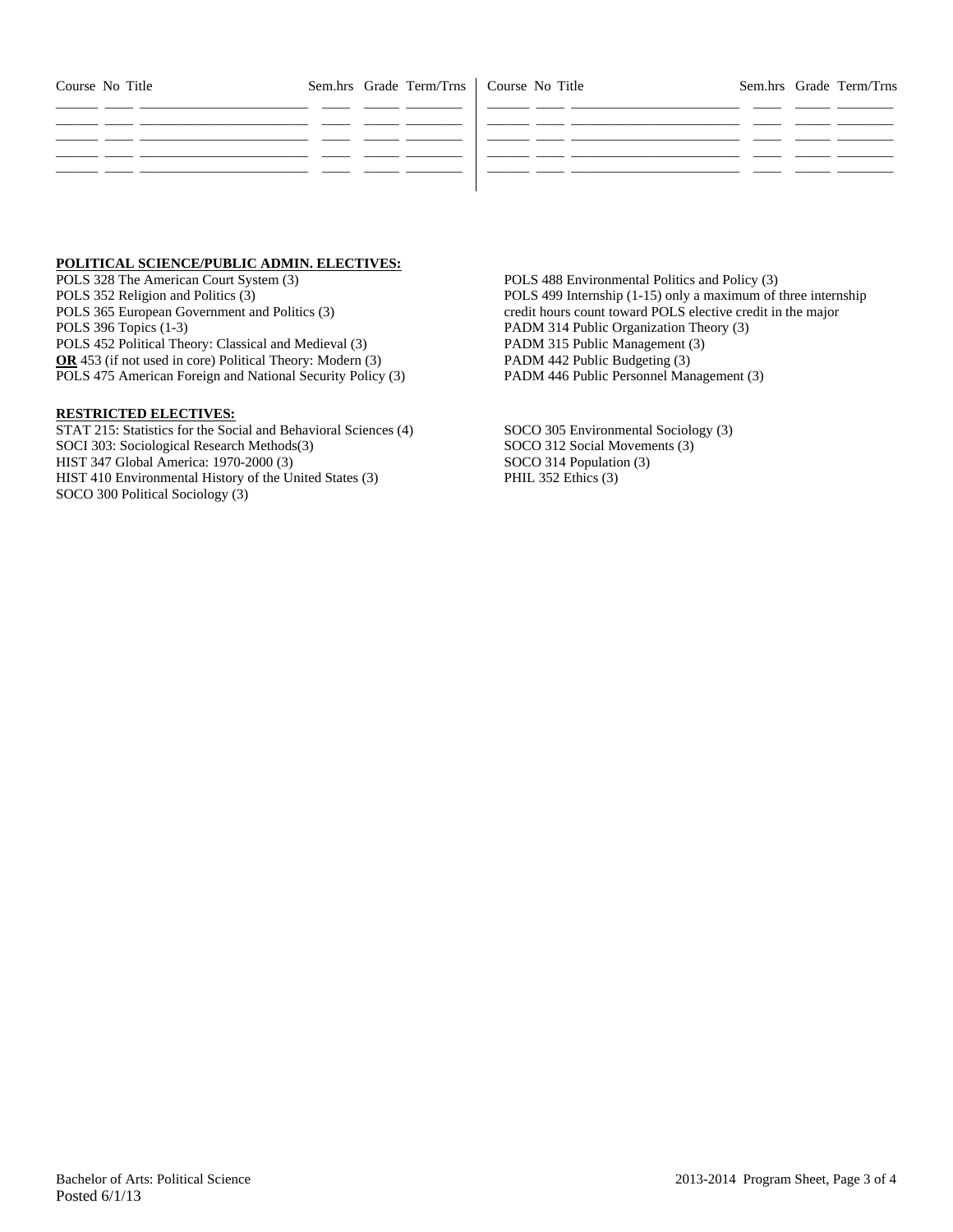| Course | No | Title | Sem.hrs | Grade | Term/Trns | Course | No | Title | Sem.hrs | Grade | Term/Trns |
|---|---|---|---|---|---|---|---|---|---|---|---|
| | | | | | | | | | | | |
| | | | | | | | | | | | |
| | | | | | | | | | | | |
| | | | | | | | | | | | |
| | | | | | | | | | | | |

**POLITICAL SCIENCE/PUBLIC ADMIN. ELECTIVES:**

POLS 328 The American Court System (3)
POLS 352 Religion and Politics (3)
POLS 365 European Government and Politics (3)
POLS 396 Topics (1-3)
POLS 452 Political Theory: Classical and Medieval (3)
**OR** 453 (if not used in core) Political Theory: Modern (3)
POLS 475 American Foreign and National Security Policy (3)
POLS 488 Environmental Politics and Policy (3)
POLS 499 Internship (1-15) only a maximum of three internship credit hours count toward POLS elective credit in the major
PADM 314 Public Organization Theory (3)
PADM 315 Public Management (3)
PADM 442 Public Budgeting (3)
PADM 446 Public Personnel Management (3)

**RESTRICTED ELECTIVES:**

STAT 215: Statistics for the Social and Behavioral Sciences (4)
SOCI 303: Sociological Research Methods(3)
HIST 347 Global America: 1970-2000 (3)
HIST 410 Environmental History of the United States (3)
SOCO 300 Political Sociology (3)
SOCO 305 Environmental Sociology (3)
SOCO 312 Social Movements (3)
SOCO 314 Population (3)
PHIL 352 Ethics (3)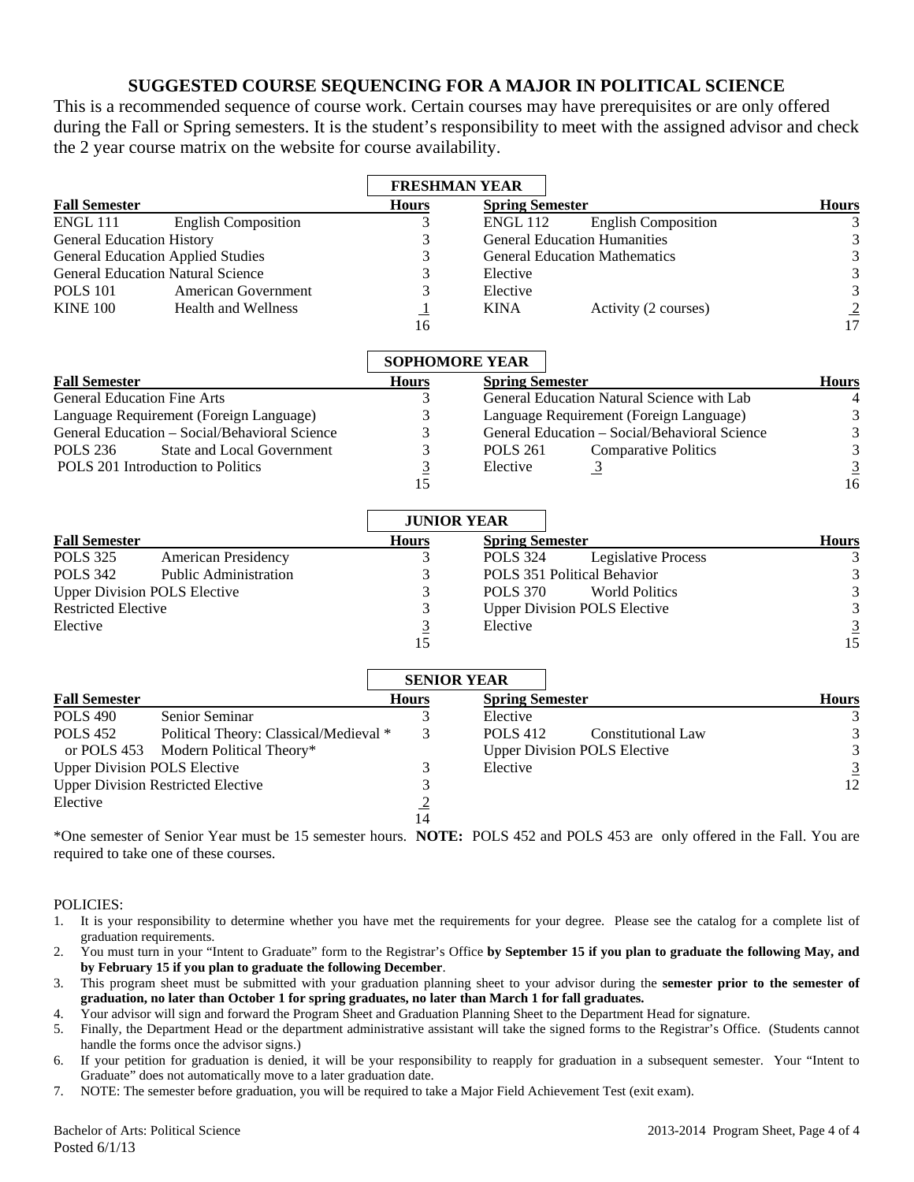# SUGGESTED COURSE SEQUENCING FOR A MAJOR IN POLITICAL SCIENCE

This is a recommended sequence of course work. Certain courses may have prerequisites or are only offered during the Fall or Spring semesters. It is the student's responsibility to meet with the assigned advisor and check the 2 year course matrix on the website for course availability.

## FRESHMAN YEAR

| Fall Semester | | Hours | Spring Semester | | Hours |
|---|---|---|---|---|---|
| ENGL 111 | English Composition | 3 | ENGL 112 | English Composition | 3 |
| General Education History | | 3 | General Education Humanities | | 3 |
| General Education Applied Studies | | 3 | General Education Mathematics | | 3 |
| General Education Natural Science | | 3 | Elective | | 3 |
| POLS 101 | American Government | 3 | Elective | | 3 |
| KINE 100 | Health and Wellness | 1 | KINA | Activity (2 courses) | 2 |
| | | 16 | | | 17 |

## SOPHOMORE YEAR

| Fall Semester | | Hours | Spring Semester | | Hours |
|---|---|---|---|---|---|
| General Education Fine Arts | | 3 | General Education Natural Science with Lab | | 4 |
| Language Requirement (Foreign Language) | | 3 | Language Requirement (Foreign Language) | | 3 |
| General Education – Social/Behavioral Science | | 3 | General Education – Social/Behavioral Science | | 3 |
| POLS 236 | State and Local Government | 3 | POLS 261 | Comparative Politics | 3 |
| POLS 201 Introduction to Politics | | 3 | Elective | 3 | 3 |
| | | 15 | | | 16 |

## JUNIOR YEAR

| Fall Semester | | Hours | Spring Semester | | Hours |
|---|---|---|---|---|---|
| POLS 325 | American Presidency | 3 | POLS 324 | Legislative Process | 3 |
| POLS 342 | Public Administration | 3 | POLS 351 Political Behavior | | 3 |
| Upper Division POLS Elective | | 3 | POLS 370 | World Politics | 3 |
| Restricted Elective | | 3 | Upper Division POLS Elective | | 3 |
| Elective | | 3 | Elective | | 3 |
| | | 15 | | | 15 |

## SENIOR YEAR

| Fall Semester | | Hours | Spring Semester | | Hours |
|---|---|---|---|---|---|
| POLS 490 | Senior Seminar | 3 | Elective | | 3 |
| POLS 452 | Political Theory: Classical/Medieval * | 3 | POLS 412 | Constitutional Law | 3 |
| or POLS 453 | Modern Political Theory* | | Upper Division POLS Elective | | 3 |
| Upper Division POLS Elective | | 3 | Elective | | 3 |
| Upper Division Restricted Elective | | 3 | | | 12 |
| Elective | | 2 | | | |
| | | 14 | | | |

*One semester of Senior Year must be 15 semester hours. **NOTE:** POLS 452 and POLS 453 are only offered in the Fall. You are required to take one of these courses.

POLICIES:

1. It is your responsibility to determine whether you have met the requirements for your degree. Please see the catalog for a complete list of graduation requirements.
2. You must turn in your "Intent to Graduate" form to the Registrar's Office **by September 15 if you plan to graduate the following May, and by February 15 if you plan to graduate the following December**.
3. This program sheet must be submitted with your graduation planning sheet to your advisor during the **semester prior to the semester of graduation, no later than October 1 for spring graduates, no later than March 1 for fall graduates.**
4. Your advisor will sign and forward the Program Sheet and Graduation Planning Sheet to the Department Head for signature.
5. Finally, the Department Head or the department administrative assistant will take the signed forms to the Registrar's Office. (Students cannot handle the forms once the advisor signs.)
6. If your petition for graduation is denied, it will be your responsibility to reapply for graduation in a subsequent semester. Your "Intent to Graduate" does not automatically move to a later graduation date.
7. NOTE: The semester before graduation, you will be required to take a Major Field Achievement Test (exit exam).

Bachelor of Arts: Political Science
Posted 6/1/13